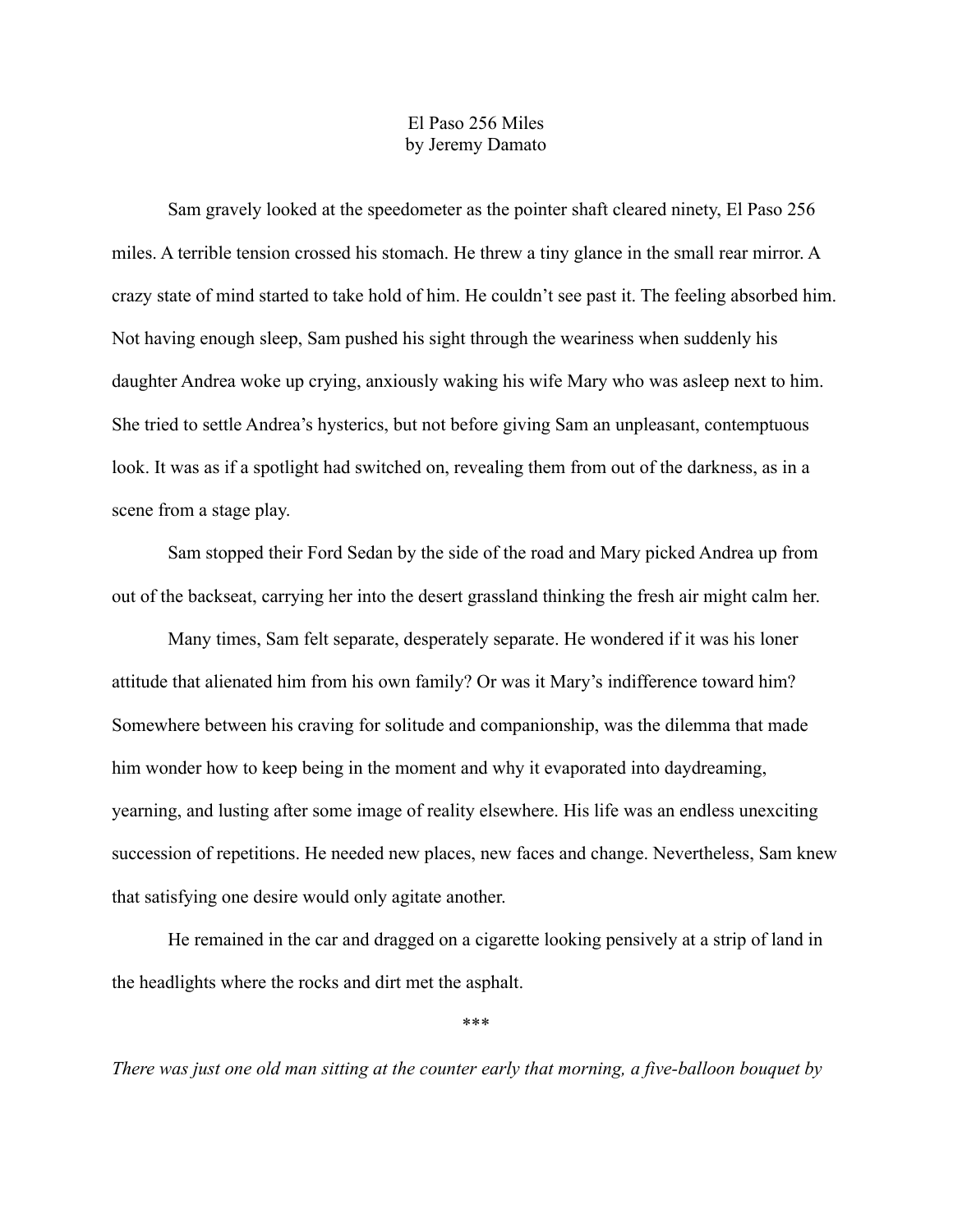# El Paso 256 Miles

by Jeremy Damato

Sam gravely looked at the speedometer as the pointer shaft cleared ninety, El Paso 256 miles. A terrible tension crossed his stomach. He threw a tiny glance in the small rear mirror. A crazy state of mind started to take hold of him. He couldn't see past it. The feeling absorbed him. Not having enough sleep, Sam pushed his sight through the weariness when suddenly his daughter Andrea woke up crying, anxiously waking his wife Mary who was asleep next to him. She tried to settle Andrea's hysterics, but not before giving Sam an unpleasant, contemptuous look. It was as if a spotlight had switched on, revealing them from out of the darkness, as in a scene from a stage play.

Sam stopped their Ford Sedan by the side of the road and Mary picked Andrea up from out of the backseat, carrying her into the desert grassland thinking the fresh air might calm her.

Many times, Sam felt separate, desperately separate. He wondered if it was his loner attitude that alienated him from his own family? Or was it Mary's indifference toward him? Somewhere between his craving for solitude and companionship, was the dilemma that made him wonder how to keep being in the moment and why it evaporated into daydreaming, yearning, and lusting after some image of reality elsewhere. His life was an endless unexciting succession of repetitions. He needed new places, new faces and change. Nevertheless, Sam knew that satisfying one desire would only agitate another.

He remained in the car and dragged on a cigarette looking pensively at a strip of land in the headlights where the rocks and dirt met the asphalt.

***

*There was just one old man sitting at the counter early that morning, a five-balloon bouquet by*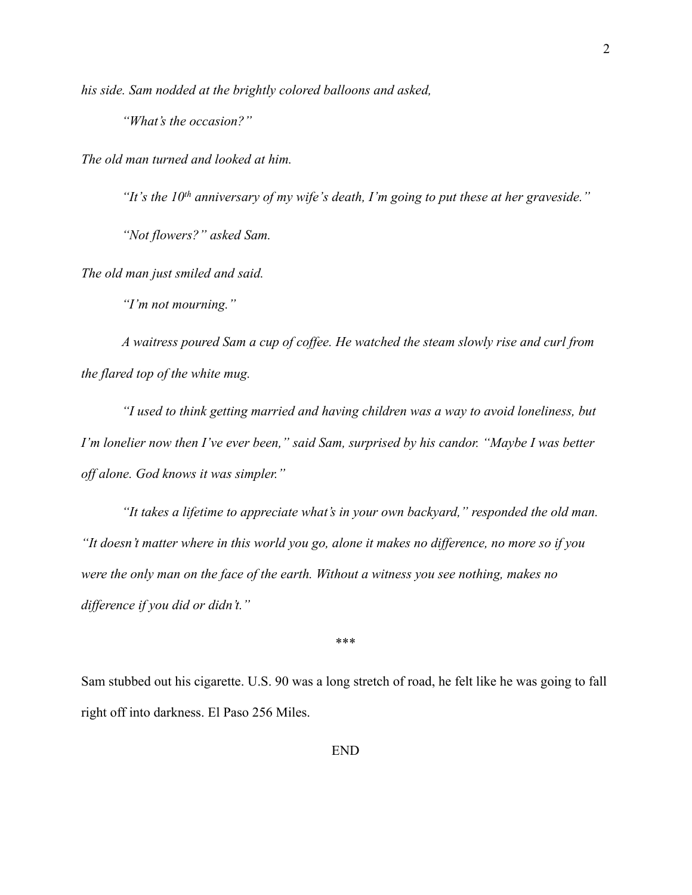*his side. Sam nodded at the brightly colored balloons and asked,*

*"What's the occasion?"*

*The old man turned and looked at him.*

*"It's the 10th anniversary of my wife's death, I'm going to put these at her graveside."*

*"Not flowers?" asked Sam.*

*The old man just smiled and said.*

*"I'm not mourning."*

*A waitress poured Sam a cup of coffee. He watched the steam slowly rise and curl from the flared top of the white mug.*

*"I used to think getting married and having children was a way to avoid loneliness, but I'm lonelier now then I've ever been," said Sam, surprised by his candor. "Maybe I was better off alone. God knows it was simpler."*

*"It takes a lifetime to appreciate what's in your own backyard," responded the old man. "It doesn't matter where in this world you go, alone it makes no difference, no more so if you were the only man on the face of the earth. Without a witness you see nothing, makes no difference if you did or didn't."*

***

Sam stubbed out his cigarette. U.S. 90 was a long stretch of road, he felt like he was going to fall right off into darkness. El Paso 256 Miles.

END